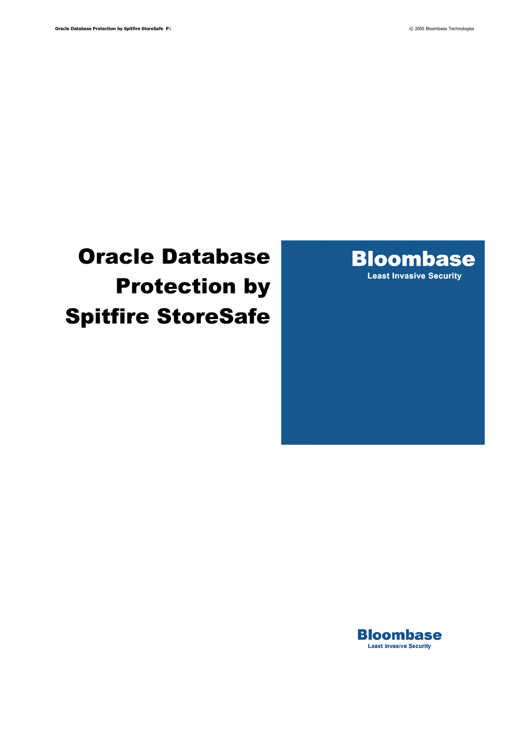# Oracle Database Protection by Spitfire StoreSafe

**Bloombase**

Least Invasive Security

**Bloombase**

Least Invasive Security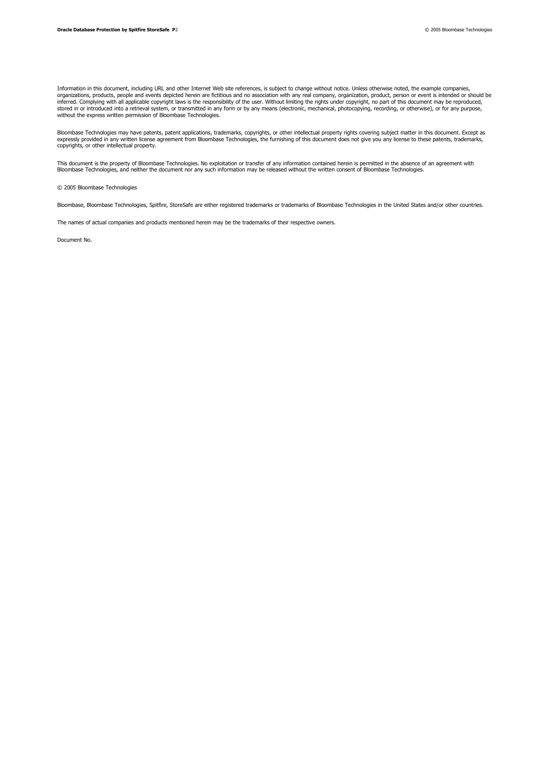Information in this document, including URL and other Internet Web site references, is subject to change without notice. Unless otherwise noted, the example companies, organizations, products, people and events depicted herein are fictitious and no association with any real company, organization, product, person or event is intended or should be inferred. Complying with all applicable copyright laws is the responsibility of the user. Without limiting the rights under copyright, no part of this document may be reproduced, stored in or introduced into a retrieval system, or transmitted in any form or by any means (electronic, mechanical, photocopying, recording, or otherwise), or for any purpose, without the express written permission of Bloombase Technologies.

Bloombase Technologies may have patents, patent applications, trademarks, copyrights, or other intellectual property rights covering subject matter in this document. Except as expressly provided in any written license agreement from Bloombase Technologies, the furnishing of this document does not give you any license to these patents, trademarks, copyrights, or other intellectual property.

This document is the property of Bloombase Technologies. No exploitation or transfer of any information contained herein is permitted in the absence of an agreement with Bloombase Technologies, and neither the document nor any such information may be released without the written consent of Bloombase Technologies.

© 2005 Bloombase Technologies

Bloombase, Bloombase Technologies, Spitfire, StoreSafe are either registered trademarks or trademarks of Bloombase Technologies in the United States and/or other countries.

The names of actual companies and products mentioned herein may be the trademarks of their respective owners.

Document No.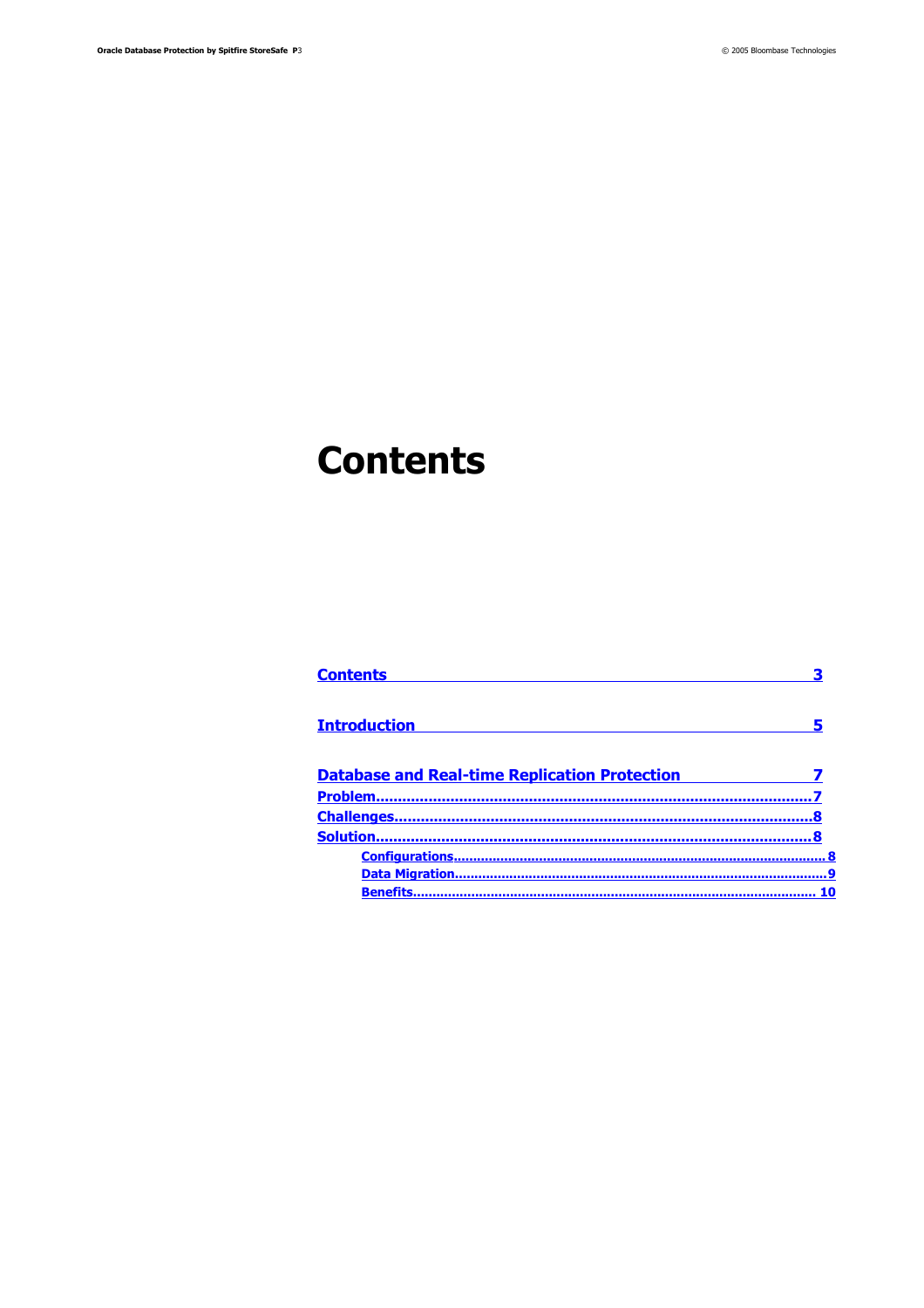# Contents

- [Contents](#) 3
- [Introduction](#) 5
- [Database and Real-time Replication Protection](#) 7
  - [Problem](#) 7
  - [Challenges](#) 8
  - [Solution](#) 8
    - [Configurations](#) 8
    - [Data Migration](#) 9
    - [Benefits](#) 10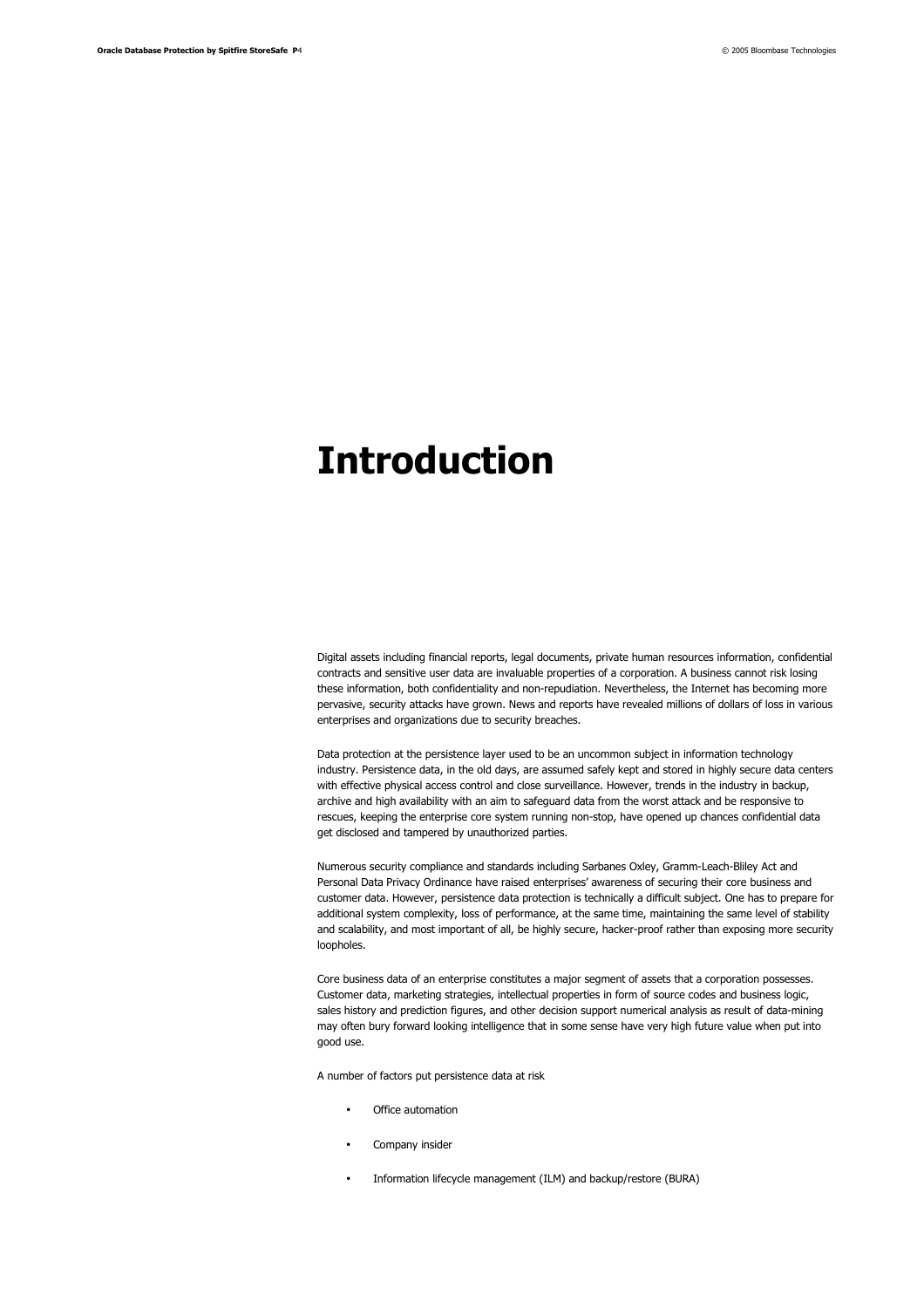# Introduction

Digital assets including financial reports, legal documents, private human resources information, confidential contracts and sensitive user data are invaluable properties of a corporation. A business cannot risk losing these information, both confidentiality and non-repudiation. Nevertheless, the Internet has becoming more pervasive, security attacks have grown. News and reports have revealed millions of dollars of loss in various enterprises and organizations due to security breaches.

Data protection at the persistence layer used to be an uncommon subject in information technology industry. Persistence data, in the old days, are assumed safely kept and stored in highly secure data centers with effective physical access control and close surveillance. However, trends in the industry in backup, archive and high availability with an aim to safeguard data from the worst attack and be responsive to rescues, keeping the enterprise core system running non-stop, have opened up chances confidential data get disclosed and tampered by unauthorized parties.

Numerous security compliance and standards including Sarbanes Oxley, Gramm-Leach-Bliley Act and Personal Data Privacy Ordinance have raised enterprises' awareness of securing their core business and customer data. However, persistence data protection is technically a difficult subject. One has to prepare for additional system complexity, loss of performance, at the same time, maintaining the same level of stability and scalability, and most important of all, be highly secure, hacker-proof rather than exposing more security loopholes.

Core business data of an enterprise constitutes a major segment of assets that a corporation possesses. Customer data, marketing strategies, intellectual properties in form of source codes and business logic, sales history and prediction figures, and other decision support numerical analysis as result of data-mining may often bury forward looking intelligence that in some sense have very high future value when put into good use.

A number of factors put persistence data at risk

- Office automation
- Company insider
- Information lifecycle management (ILM) and backup/restore (BURA)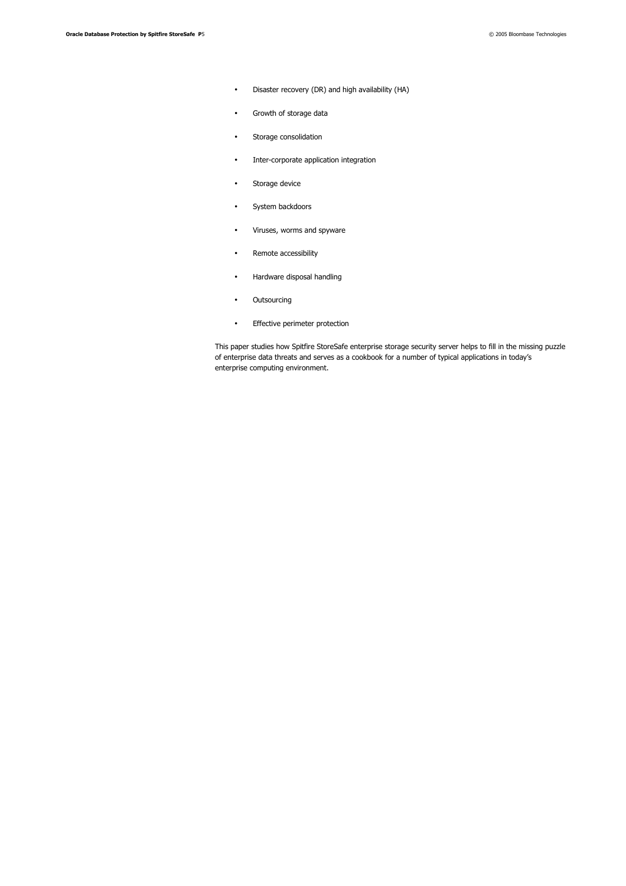- Disaster recovery (DR) and high availability (HA)
- Growth of storage data
- Storage consolidation
- Inter-corporate application integration
- Storage device
- System backdoors
- Viruses, worms and spyware
- Remote accessibility
- Hardware disposal handling
- Outsourcing
- Effective perimeter protection

This paper studies how Spitfire StoreSafe enterprise storage security server helps to fill in the missing puzzle of enterprise data threats and serves as a cookbook for a number of typical applications in today's enterprise computing environment.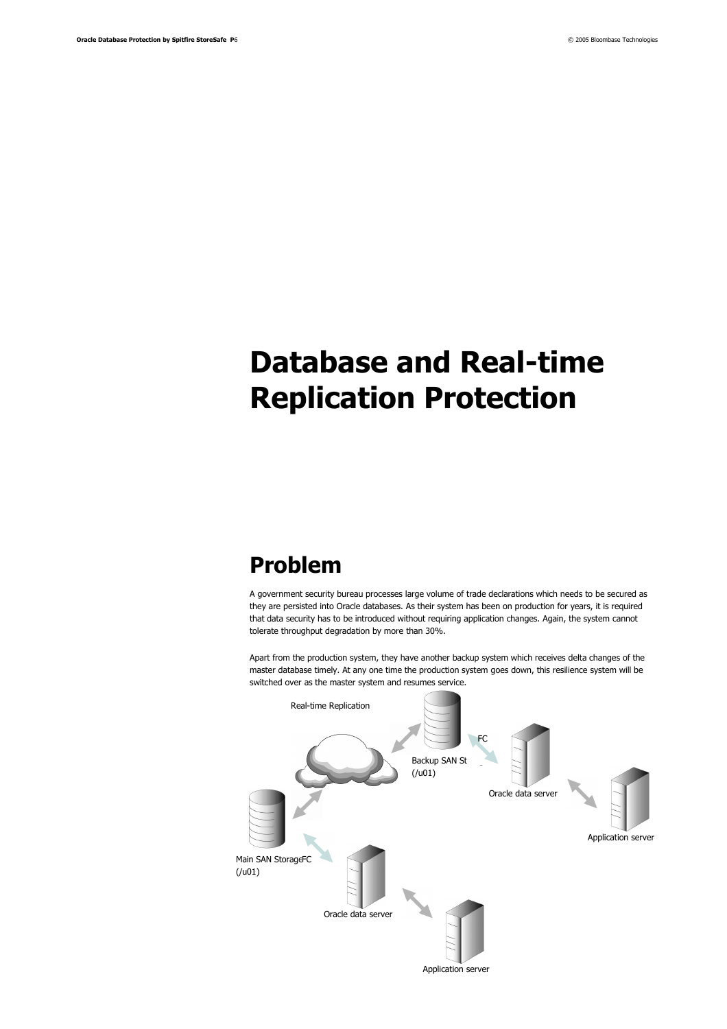# Database and Real-time Replication Protection

## Problem

A government security bureau processes large volume of trade declarations which needs to be secured as they are persisted into Oracle databases. As their system has been on production for years, it is required that data security has to be introduced without requiring application changes. Again, the system cannot tolerate throughput degradation by more than 30%.

Apart from the production system, they have another backup system which receives delta changes of the master database timely. At any one time the production system goes down, this resilience system will be switched over as the master system and resumes service.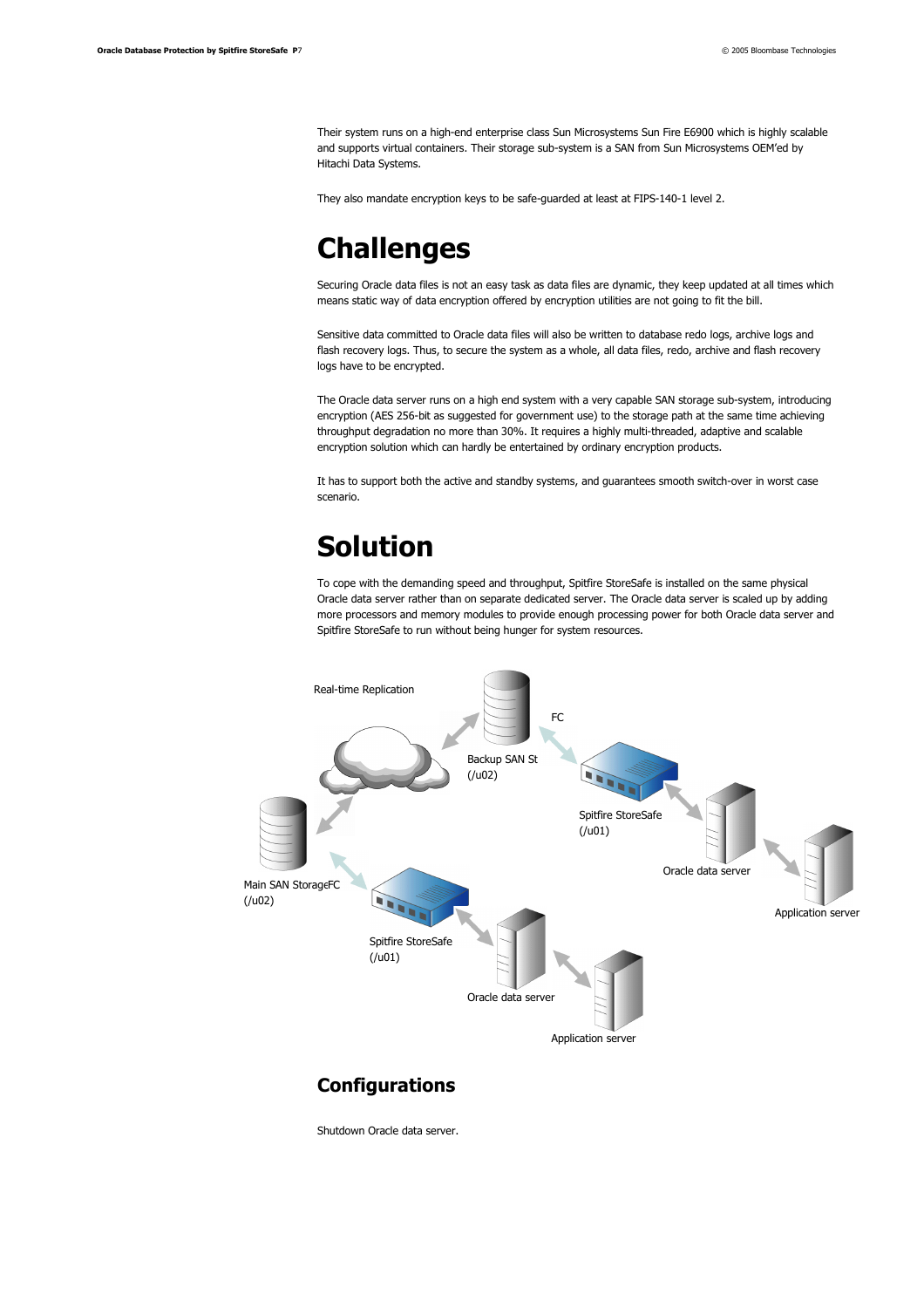Their system runs on a high-end enterprise class Sun Microsystems Sun Fire E6900 which is highly scalable and supports virtual containers. Their storage sub-system is a SAN from Sun Microsystems OEM'ed by Hitachi Data Systems.

They also mandate encryption keys to be safe-guarded at least at FIPS-140-1 level 2.

# Challenges

Securing Oracle data files is not an easy task as data files are dynamic, they keep updated at all times which means static way of data encryption offered by encryption utilities are not going to fit the bill.

Sensitive data committed to Oracle data files will also be written to database redo logs, archive logs and flash recovery logs. Thus, to secure the system as a whole, all data files, redo, archive and flash recovery logs have to be encrypted.

The Oracle data server runs on a high end system with a very capable SAN storage sub-system, introducing encryption (AES 256-bit as suggested for government use) to the storage path at the same time achieving throughput degradation no more than 30%. It requires a highly multi-threaded, adaptive and scalable encryption solution which can hardly be entertained by ordinary encryption products.

It has to support both the active and standby systems, and guarantees smooth switch-over in worst case scenario.

# Solution

To cope with the demanding speed and throughput, Spitfire StoreSafe is installed on the same physical Oracle data server rather than on separate dedicated server. The Oracle data server is scaled up by adding more processors and memory modules to provide enough processing power for both Oracle data server and Spitfire StoreSafe to run without being hunger for system resources.

Real-time Replication

Backup SAN St (/u02)

FC

Spitfire StoreSafe (/u01)

Oracle data server

Application server

Main SAN Storage (/u02)

FC

Spitfire StoreSafe (/u01)

Oracle data server

Application server

## Configurations

Shutdown Oracle data server.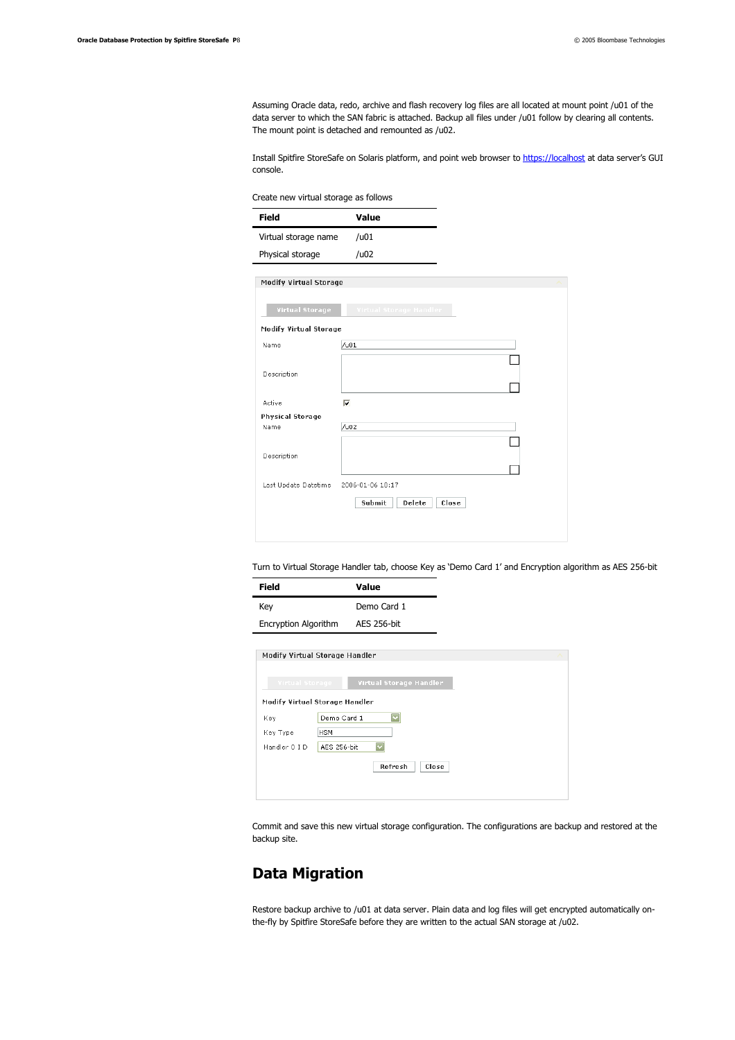Assuming Oracle data, redo, archive and flash recovery log files are all located at mount point /u01 of the data server to which the SAN fabric is attached. Backup all files under /u01 follow by clearing all contents. The mount point is detached and remounted as /u02.

Install Spitfire StoreSafe on Solaris platform, and point web browser to https://localhost at data server's GUI console.

Create new virtual storage as follows

| Field | Value |
|---|---|
| Virtual storage name | /u01 |
| Physical storage | /u02 |

Modify Virtual Storage

Virtual Storage | Virtual Storage Handler

Modify Virtual Storage

Name: /u01

Description:

Active: ☑

Physical Storage

Name: /u02

Description:

Last Update Datetime: 2006-01-06 18:17

Submit | Delete | Close

Turn to Virtual Storage Handler tab, choose Key as 'Demo Card 1' and Encryption algorithm as AES 256-bit

| Field | Value |
|---|---|
| Key | Demo Card 1 |
| Encryption Algorithm | AES 256-bit |

Modify Virtual Storage Handler

Virtual Storage | Virtual Storage Handler

Modify Virtual Storage Handler

Key: Demo Card 1

Key Type: HSM

Handler O I D: AES 256-bit

Refresh | Close

Commit and save this new virtual storage configuration. The configurations are backup and restored at the backup site.

## Data Migration

Restore backup archive to /u01 at data server. Plain data and log files will get encrypted automatically on-the-fly by Spitfire StoreSafe before they are written to the actual SAN storage at /u02.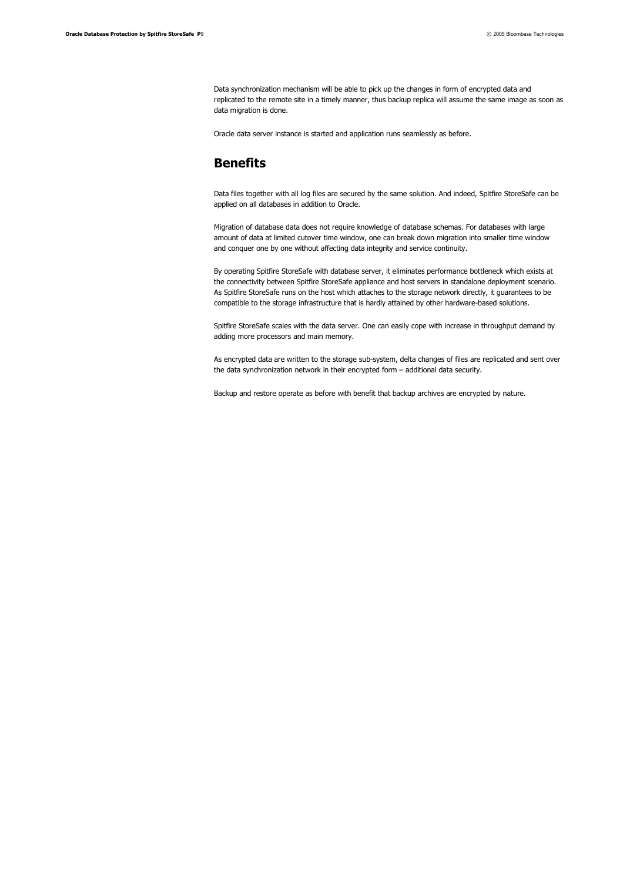Data synchronization mechanism will be able to pick up the changes in form of encrypted data and replicated to the remote site in a timely manner, thus backup replica will assume the same image as soon as data migration is done.

Oracle data server instance is started and application runs seamlessly as before.

## Benefits

Data files together with all log files are secured by the same solution. And indeed, Spitfire StoreSafe can be applied on all databases in addition to Oracle.

Migration of database data does not require knowledge of database schemas. For databases with large amount of data at limited cutover time window, one can break down migration into smaller time window and conquer one by one without affecting data integrity and service continuity.

By operating Spitfire StoreSafe with database server, it eliminates performance bottleneck which exists at the connectivity between Spitfire StoreSafe appliance and host servers in standalone deployment scenario. As Spitfire StoreSafe runs on the host which attaches to the storage network directly, it guarantees to be compatible to the storage infrastructure that is hardly attained by other hardware-based solutions.

Spitfire StoreSafe scales with the data server. One can easily cope with increase in throughput demand by adding more processors and main memory.

As encrypted data are written to the storage sub-system, delta changes of files are replicated and sent over the data synchronization network in their encrypted form – additional data security.

Backup and restore operate as before with benefit that backup archives are encrypted by nature.